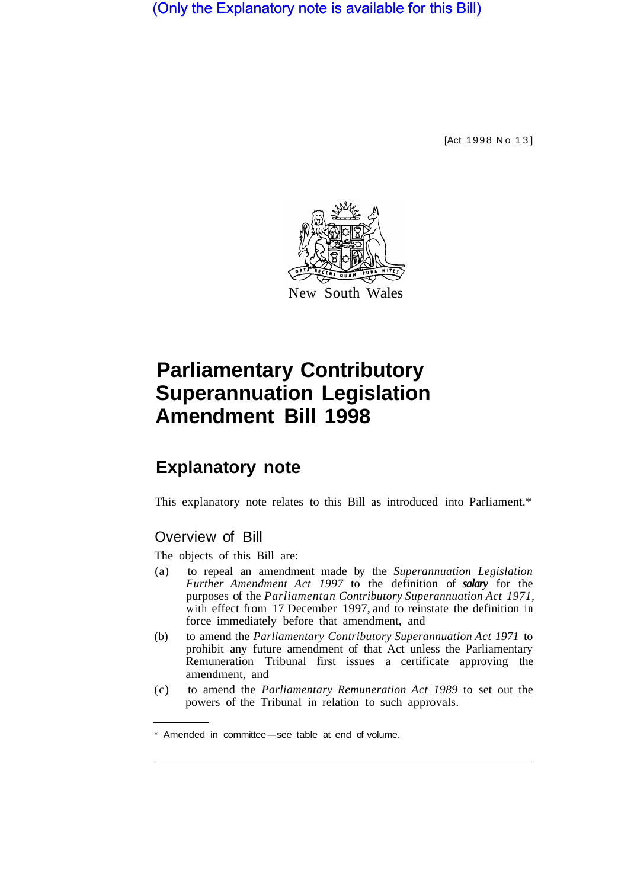(Only the Explanatory note is available for this Bill)

[Act 1998 No 13]

New South Wales

# Parliamentary Contributory Superannuation Legislation Amendment Bill 1998

## Explanatory note

This explanatory note relates to this Bill as introduced into Parliament.*

### Overview of Bill

The objects of this Bill are:

(a) to repeal an amendment made by the *Superannuation Legislation Further Amendment Act 1997* to the definition of ***salary*** for the purposes of the *Parliamentan Contributory Superannuation Act 1971*, with effect from 17 December 1997, and to reinstate the definition in force immediately before that amendment, and

(b) to amend the *Parliamentary Contributory Superannuation Act 1971* to prohibit any future amendment of that Act unless the Parliamentary Remuneration Tribunal first issues a certificate approving the amendment, and

(c) to amend the *Parliamentary Remuneration Act 1989* to set out the powers of the Tribunal in relation to such approvals.

---

* Amended in committee—see table at end of volume.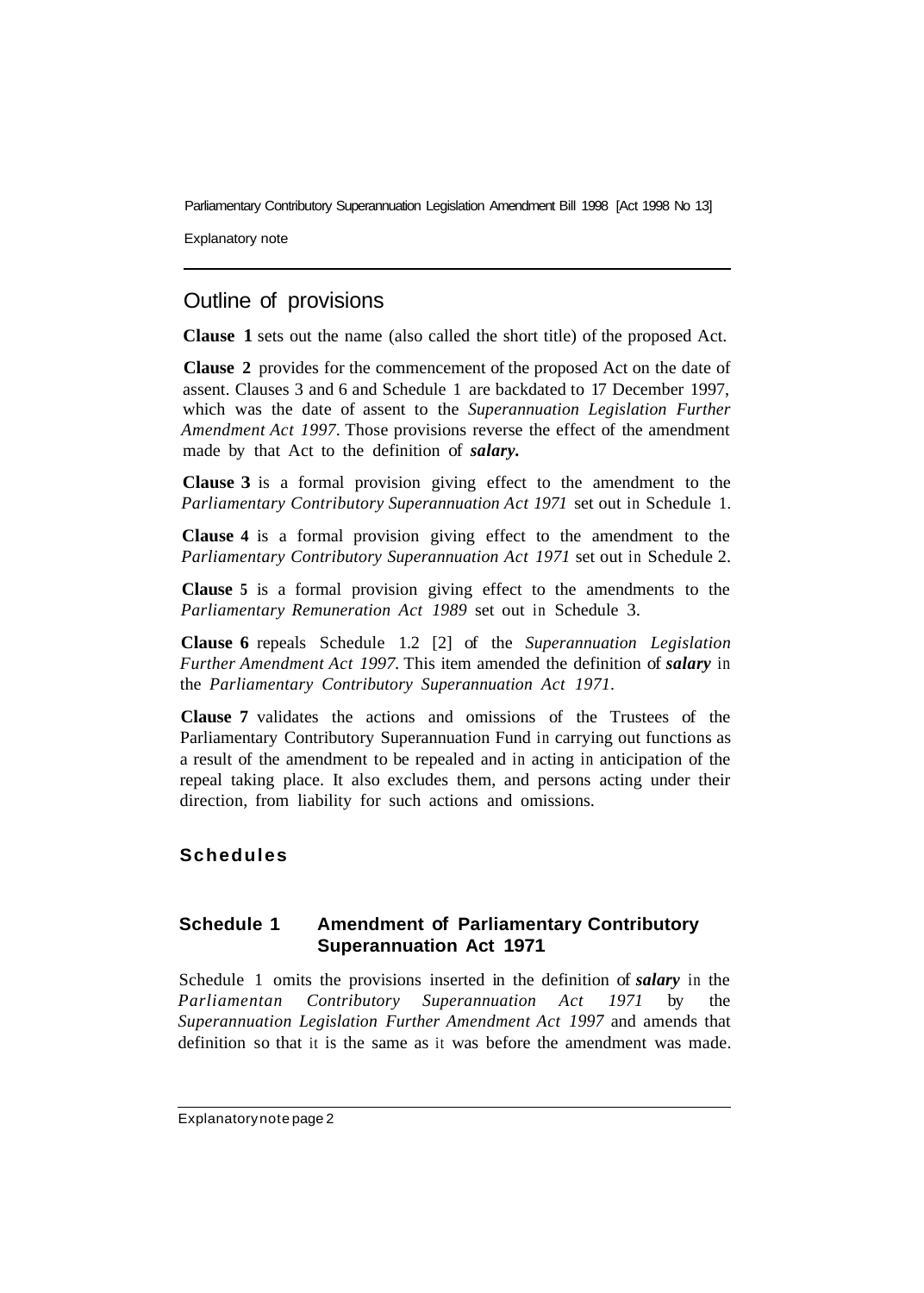## Outline of provisions

**Clause 1** sets out the name (also called the short title) of the proposed Act.

**Clause 2** provides for the commencement of the proposed Act on the date of assent. Clauses 3 and 6 and Schedule 1 are backdated to 17 December 1997, which was the date of assent to the *Superannuation Legislation Further Amendment Act 1997*. Those provisions reverse the effect of the amendment made by that Act to the definition of ***salary.***

**Clause 3** is a formal provision giving effect to the amendment to the *Parliamentary Contributory Superannuation Act 1971* set out in Schedule 1.

**Clause 4** is a formal provision giving effect to the amendment to the *Parliamentary Contributory Superannuation Act 1971* set out in Schedule 2.

**Clause 5** is a formal provision giving effect to the amendments to the *Parliamentary Remuneration Act 1989* set out in Schedule 3.

**Clause 6** repeals Schedule 1.2 [2] of the *Superannuation Legislation Further Amendment Act 1997*. This item amended the definition of ***salary*** in the *Parliamentary Contributory Superannuation Act 1971*.

**Clause 7** validates the actions and omissions of the Trustees of the Parliamentary Contributory Superannuation Fund in carrying out functions as a result of the amendment to be repealed and in acting in anticipation of the repeal taking place. It also excludes them, and persons acting under their direction, from liability for such actions and omissions.

### Schedules

#### Schedule 1 Amendment of Parliamentary Contributory Superannuation Act 1971

Schedule 1 omits the provisions inserted in the definition of ***salary*** in the *Parliamentan Contributory Superannuation Act 1971* by the *Superannuation Legislation Further Amendment Act 1997* and amends that definition so that it is the same as it was before the amendment was made.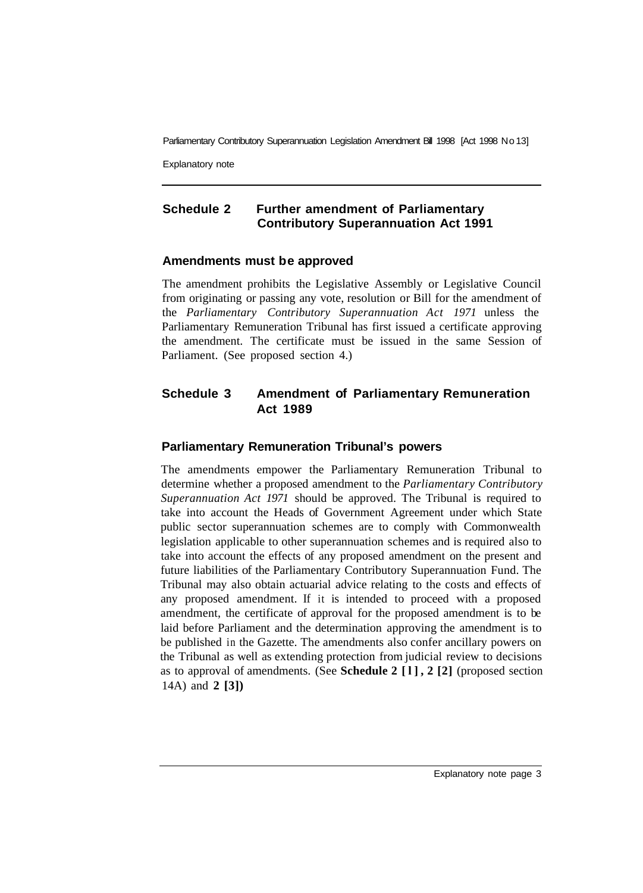## Schedule 2 Further amendment of Parliamentary Contributory Superannuation Act 1991

### Amendments must be approved

The amendment prohibits the Legislative Assembly or Legislative Council from originating or passing any vote, resolution or Bill for the amendment of the *Parliamentary Contributory Superannuation Act 1971* unless the Parliamentary Remuneration Tribunal has first issued a certificate approving the amendment. The certificate must be issued in the same Session of Parliament. (See proposed section 4.)

## Schedule 3 Amendment of Parliamentary Remuneration Act 1989

### Parliamentary Remuneration Tribunal's powers

The amendments empower the Parliamentary Remuneration Tribunal to determine whether a proposed amendment to the *Parliamentary Contributory Superannuation Act 1971* should be approved. The Tribunal is required to take into account the Heads of Government Agreement under which State public sector superannuation schemes are to comply with Commonwealth legislation applicable to other superannuation schemes and is required also to take into account the effects of any proposed amendment on the present and future liabilities of the Parliamentary Contributory Superannuation Fund. The Tribunal may also obtain actuarial advice relating to the costs and effects of any proposed amendment. If it is intended to proceed with a proposed amendment, the certificate of approval for the proposed amendment is to be laid before Parliament and the determination approving the amendment is to be published in the Gazette. The amendments also confer ancillary powers on the Tribunal as well as extending protection from judicial review to decisions as to approval of amendments. (See **Schedule 2 [1], 2 [2]** (proposed section 14A) and **2 [3])**